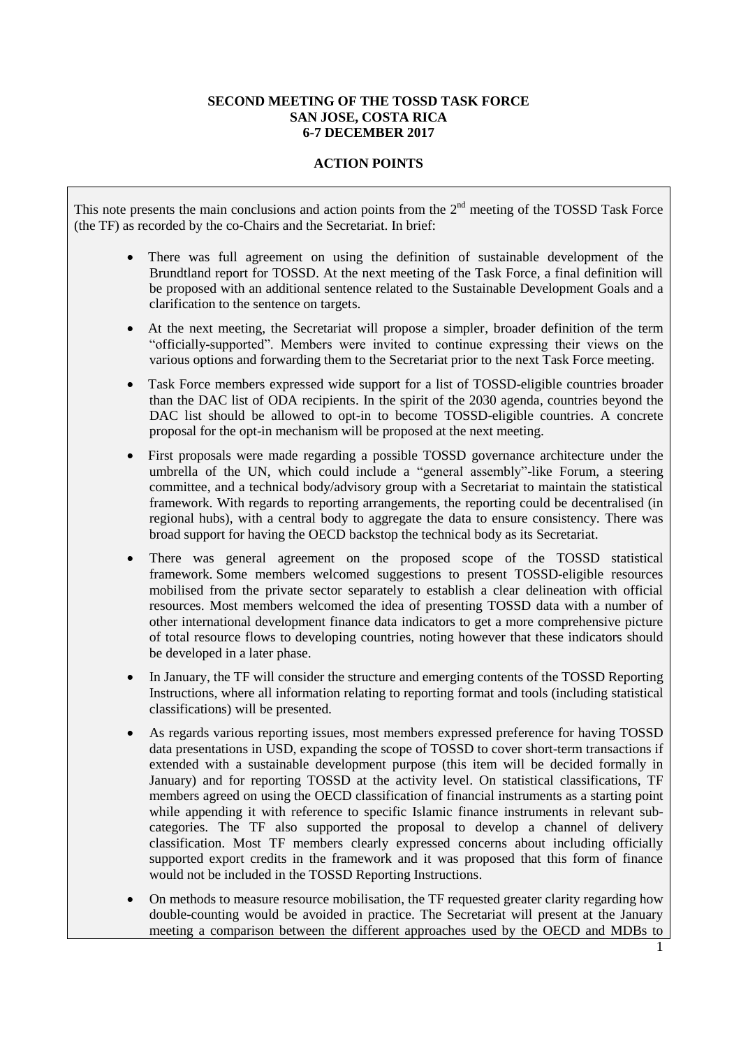**SECOND MEETING OF THE TOSSD TASK FORCE**
**SAN JOSE, COSTA RICA**
**6-7 DECEMBER 2017**

**ACTION POINTS**

This note presents the main conclusions and action points from the 2nd meeting of the TOSSD Task Force (the TF) as recorded by the co-Chairs and the Secretariat. In brief:

- There was full agreement on using the definition of sustainable development of the Brundtland report for TOSSD. At the next meeting of the Task Force, a final definition will be proposed with an additional sentence related to the Sustainable Development Goals and a clarification to the sentence on targets.
- At the next meeting, the Secretariat will propose a simpler, broader definition of the term "officially-supported". Members were invited to continue expressing their views on the various options and forwarding them to the Secretariat prior to the next Task Force meeting.
- Task Force members expressed wide support for a list of TOSSD-eligible countries broader than the DAC list of ODA recipients. In the spirit of the 2030 agenda, countries beyond the DAC list should be allowed to opt-in to become TOSSD-eligible countries. A concrete proposal for the opt-in mechanism will be proposed at the next meeting.
- First proposals were made regarding a possible TOSSD governance architecture under the umbrella of the UN, which could include a "general assembly"-like Forum, a steering committee, and a technical body/advisory group with a Secretariat to maintain the statistical framework. With regards to reporting arrangements, the reporting could be decentralised (in regional hubs), with a central body to aggregate the data to ensure consistency. There was broad support for having the OECD backstop the technical body as its Secretariat.
- There was general agreement on the proposed scope of the TOSSD statistical framework. Some members welcomed suggestions to present TOSSD-eligible resources mobilised from the private sector separately to establish a clear delineation with official resources. Most members welcomed the idea of presenting TOSSD data with a number of other international development finance data indicators to get a more comprehensive picture of total resource flows to developing countries, noting however that these indicators should be developed in a later phase.
- In January, the TF will consider the structure and emerging contents of the TOSSD Reporting Instructions, where all information relating to reporting format and tools (including statistical classifications) will be presented.
- As regards various reporting issues, most members expressed preference for having TOSSD data presentations in USD, expanding the scope of TOSSD to cover short-term transactions if extended with a sustainable development purpose (this item will be decided formally in January) and for reporting TOSSD at the activity level. On statistical classifications, TF members agreed on using the OECD classification of financial instruments as a starting point while appending it with reference to specific Islamic finance instruments in relevant sub-categories. The TF also supported the proposal to develop a channel of delivery classification. Most TF members clearly expressed concerns about including officially supported export credits in the framework and it was proposed that this form of finance would not be included in the TOSSD Reporting Instructions.
- On methods to measure resource mobilisation, the TF requested greater clarity regarding how double-counting would be avoided in practice. The Secretariat will present at the January meeting a comparison between the different approaches used by the OECD and MDBs to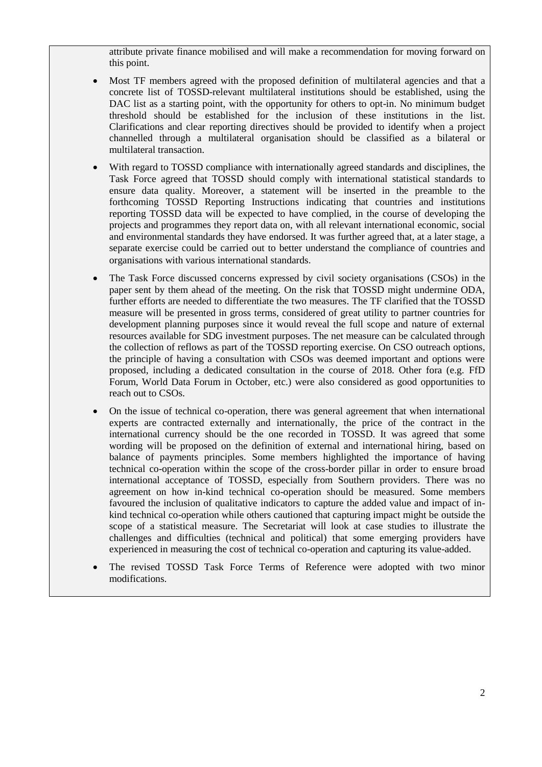attribute private finance mobilised and will make a recommendation for moving forward on this point.

- Most TF members agreed with the proposed definition of multilateral agencies and that a concrete list of TOSSD-relevant multilateral institutions should be established, using the DAC list as a starting point, with the opportunity for others to opt-in. No minimum budget threshold should be established for the inclusion of these institutions in the list. Clarifications and clear reporting directives should be provided to identify when a project channelled through a multilateral organisation should be classified as a bilateral or multilateral transaction.

- With regard to TOSSD compliance with internationally agreed standards and disciplines, the Task Force agreed that TOSSD should comply with international statistical standards to ensure data quality. Moreover, a statement will be inserted in the preamble to the forthcoming TOSSD Reporting Instructions indicating that countries and institutions reporting TOSSD data will be expected to have complied, in the course of developing the projects and programmes they report data on, with all relevant international economic, social and environmental standards they have endorsed. It was further agreed that, at a later stage, a separate exercise could be carried out to better understand the compliance of countries and organisations with various international standards.

- The Task Force discussed concerns expressed by civil society organisations (CSOs) in the paper sent by them ahead of the meeting. On the risk that TOSSD might undermine ODA, further efforts are needed to differentiate the two measures. The TF clarified that the TOSSD measure will be presented in gross terms, considered of great utility to partner countries for development planning purposes since it would reveal the full scope and nature of external resources available for SDG investment purposes. The net measure can be calculated through the collection of reflows as part of the TOSSD reporting exercise. On CSO outreach options, the principle of having a consultation with CSOs was deemed important and options were proposed, including a dedicated consultation in the course of 2018. Other fora (e.g. FfD Forum, World Data Forum in October, etc.) were also considered as good opportunities to reach out to CSOs.

- On the issue of technical co-operation, there was general agreement that when international experts are contracted externally and internationally, the price of the contract in the international currency should be the one recorded in TOSSD. It was agreed that some wording will be proposed on the definition of external and international hiring, based on balance of payments principles. Some members highlighted the importance of having technical co-operation within the scope of the cross-border pillar in order to ensure broad international acceptance of TOSSD, especially from Southern providers. There was no agreement on how in-kind technical co-operation should be measured. Some members favoured the inclusion of qualitative indicators to capture the added value and impact of in-kind technical co-operation while others cautioned that capturing impact might be outside the scope of a statistical measure. The Secretariat will look at case studies to illustrate the challenges and difficulties (technical and political) that some emerging providers have experienced in measuring the cost of technical co-operation and capturing its value-added.

- The revised TOSSD Task Force Terms of Reference were adopted with two minor modifications.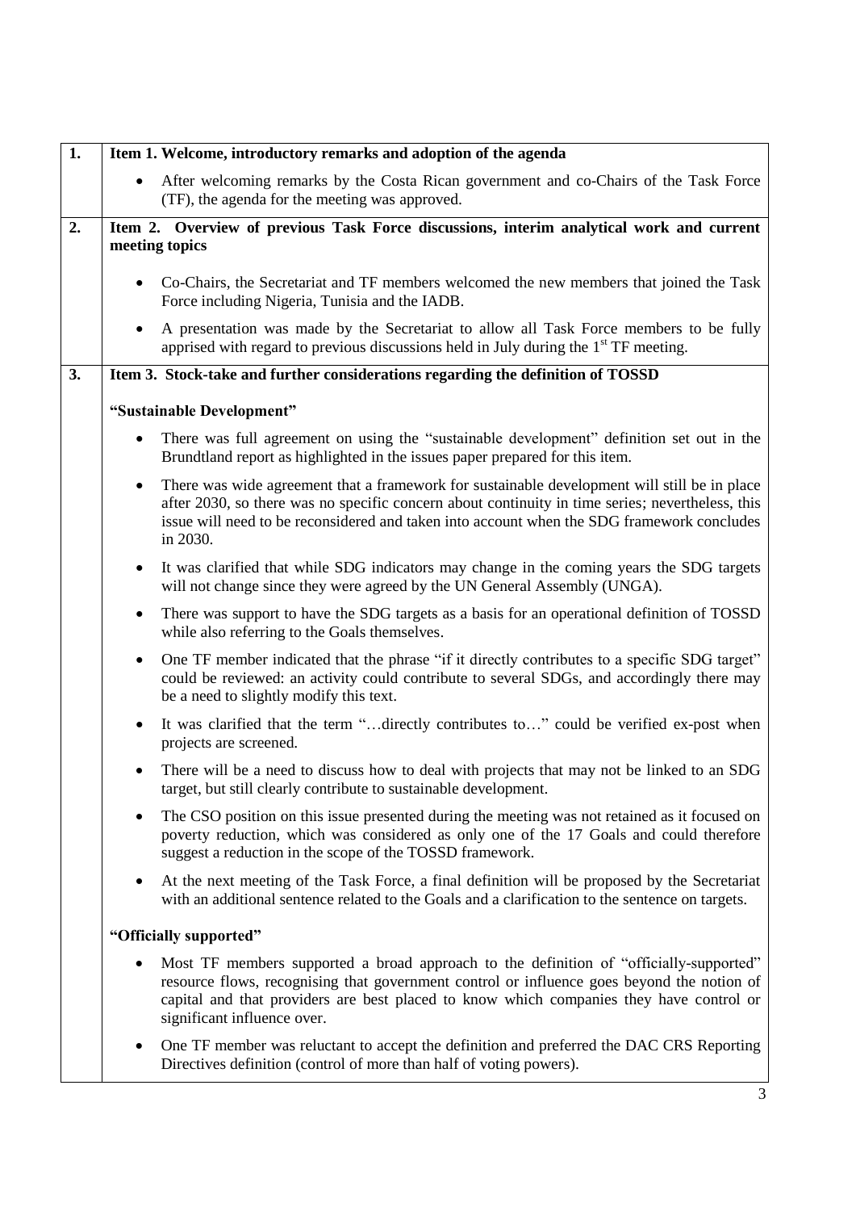| | |
|---|---|
| **1.** | **Item 1. Welcome, introductory remarks and adoption of the agenda**<br><br>- After welcoming remarks by the Costa Rican government and co-Chairs of the Task Force (TF), the agenda for the meeting was approved. |
| **2.** | **Item 2. Overview of previous Task Force discussions, interim analytical work and current meeting topics**<br><br>- Co-Chairs, the Secretariat and TF members welcomed the new members that joined the Task Force including Nigeria, Tunisia and the IADB.<br>- A presentation was made by the Secretariat to allow all Task Force members to be fully apprised with regard to previous discussions held in July during the 1st TF meeting. |
| **3.** | **Item 3. Stock-take and further considerations regarding the definition of TOSSD**<br><br>**"Sustainable Development"**<br><br>- There was full agreement on using the "sustainable development" definition set out in the Brundtland report as highlighted in the issues paper prepared for this item.<br>- There was wide agreement that a framework for sustainable development will still be in place after 2030, so there was no specific concern about continuity in time series; nevertheless, this issue will need to be reconsidered and taken into account when the SDG framework concludes in 2030.<br>- It was clarified that while SDG indicators may change in the coming years the SDG targets will not change since they were agreed by the UN General Assembly (UNGA).<br>- There was support to have the SDG targets as a basis for an operational definition of TOSSD while also referring to the Goals themselves.<br>- One TF member indicated that the phrase "if it directly contributes to a specific SDG target" could be reviewed: an activity could contribute to several SDGs, and accordingly there may be a need to slightly modify this text.<br>- It was clarified that the term "…directly contributes to…" could be verified ex-post when projects are screened.<br>- There will be a need to discuss how to deal with projects that may not be linked to an SDG target, but still clearly contribute to sustainable development.<br>- The CSO position on this issue presented during the meeting was not retained as it focused on poverty reduction, which was considered as only one of the 17 Goals and could therefore suggest a reduction in the scope of the TOSSD framework.<br>- At the next meeting of the Task Force, a final definition will be proposed by the Secretariat with an additional sentence related to the Goals and a clarification to the sentence on targets.<br><br>**"Officially supported"**<br><br>- Most TF members supported a broad approach to the definition of "officially-supported" resource flows, recognising that government control or influence goes beyond the notion of capital and that providers are best placed to know which companies they have control or significant influence over.<br>- One TF member was reluctant to accept the definition and preferred the DAC CRS Reporting Directives definition (control of more than half of voting powers). |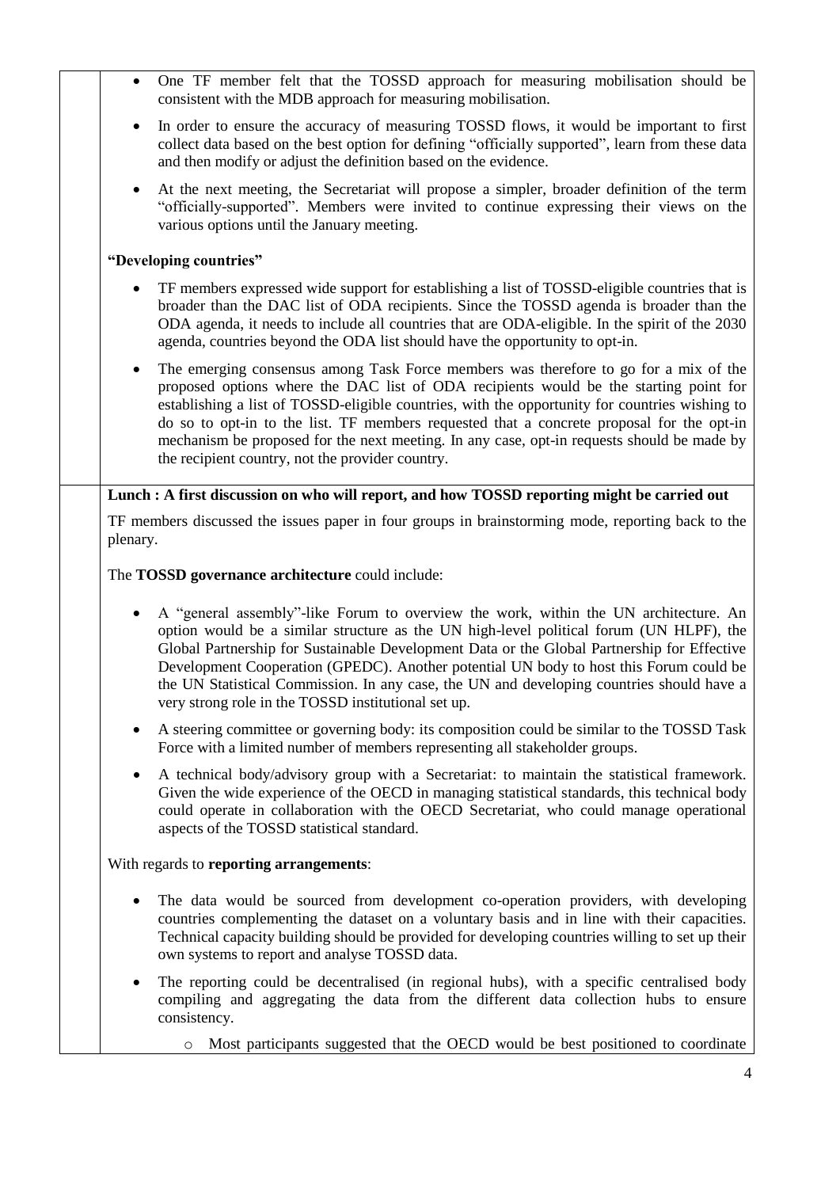- One TF member felt that the TOSSD approach for measuring mobilisation should be consistent with the MDB approach for measuring mobilisation.
- In order to ensure the accuracy of measuring TOSSD flows, it would be important to first collect data based on the best option for defining "officially supported", learn from these data and then modify or adjust the definition based on the evidence.
- At the next meeting, the Secretariat will propose a simpler, broader definition of the term "officially-supported". Members were invited to continue expressing their views on the various options until the January meeting.

**"Developing countries"**

- TF members expressed wide support for establishing a list of TOSSD-eligible countries that is broader than the DAC list of ODA recipients. Since the TOSSD agenda is broader than the ODA agenda, it needs to include all countries that are ODA-eligible. In the spirit of the 2030 agenda, countries beyond the ODA list should have the opportunity to opt-in.
- The emerging consensus among Task Force members was therefore to go for a mix of the proposed options where the DAC list of ODA recipients would be the starting point for establishing a list of TOSSD-eligible countries, with the opportunity for countries wishing to do so to opt-in to the list. TF members requested that a concrete proposal for the opt-in mechanism be proposed for the next meeting. In any case, opt-in requests should be made by the recipient country, not the provider country.

**Lunch : A first discussion on who will report, and how TOSSD reporting might be carried out**

TF members discussed the issues paper in four groups in brainstorming mode, reporting back to the plenary.

The **TOSSD governance architecture** could include:

- A "general assembly"-like Forum to overview the work, within the UN architecture. An option would be a similar structure as the UN high-level political forum (UN HLPF), the Global Partnership for Sustainable Development Data or the Global Partnership for Effective Development Cooperation (GPEDC). Another potential UN body to host this Forum could be the UN Statistical Commission. In any case, the UN and developing countries should have a very strong role in the TOSSD institutional set up.
- A steering committee or governing body: its composition could be similar to the TOSSD Task Force with a limited number of members representing all stakeholder groups.
- A technical body/advisory group with a Secretariat: to maintain the statistical framework. Given the wide experience of the OECD in managing statistical standards, this technical body could operate in collaboration with the OECD Secretariat, who could manage operational aspects of the TOSSD statistical standard.

With regards to **reporting arrangements**:

- The data would be sourced from development co-operation providers, with developing countries complementing the dataset on a voluntary basis and in line with their capacities. Technical capacity building should be provided for developing countries willing to set up their own systems to report and analyse TOSSD data.
- The reporting could be decentralised (in regional hubs), with a specific centralised body compiling and aggregating the data from the different data collection hubs to ensure consistency.
    - Most participants suggested that the OECD would be best positioned to coordinate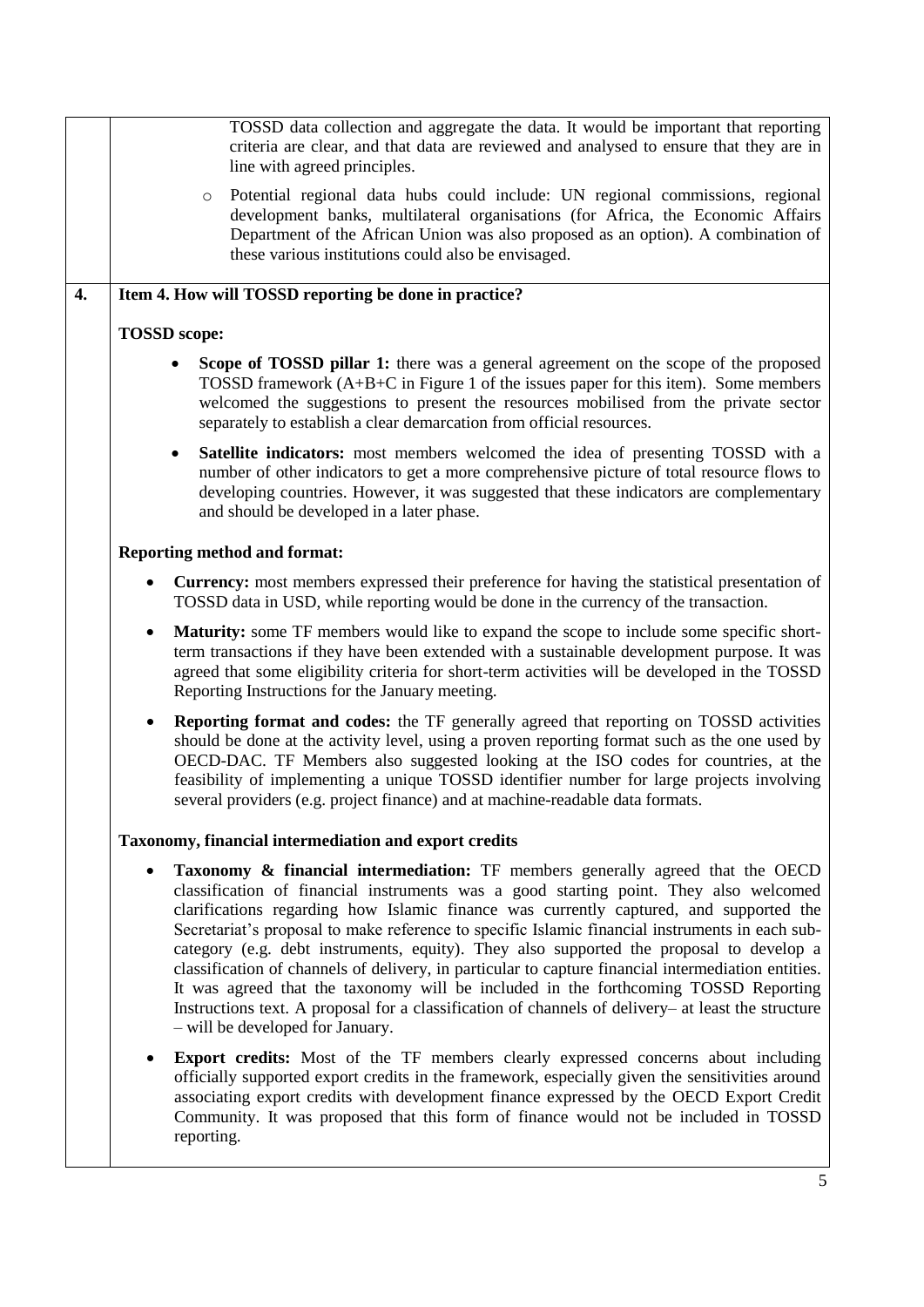TOSSD data collection and aggregate the data. It would be important that reporting criteria are clear, and that data are reviewed and analysed to ensure that they are in line with agreed principles.

- Potential regional data hubs could include: UN regional commissions, regional development banks, multilateral organisations (for Africa, the Economic Affairs Department of the African Union was also proposed as an option). A combination of these various institutions could also be envisaged.

**4. Item 4. How will TOSSD reporting be done in practice?**

**TOSSD scope:**

- **Scope of TOSSD pillar 1:** there was a general agreement on the scope of the proposed TOSSD framework (A+B+C in Figure 1 of the issues paper for this item). Some members welcomed the suggestions to present the resources mobilised from the private sector separately to establish a clear demarcation from official resources.

- **Satellite indicators:** most members welcomed the idea of presenting TOSSD with a number of other indicators to get a more comprehensive picture of total resource flows to developing countries. However, it was suggested that these indicators are complementary and should be developed in a later phase.

**Reporting method and format:**

- **Currency:** most members expressed their preference for having the statistical presentation of TOSSD data in USD, while reporting would be done in the currency of the transaction.

- **Maturity:** some TF members would like to expand the scope to include some specific short-term transactions if they have been extended with a sustainable development purpose. It was agreed that some eligibility criteria for short-term activities will be developed in the TOSSD Reporting Instructions for the January meeting.

- **Reporting format and codes:** the TF generally agreed that reporting on TOSSD activities should be done at the activity level, using a proven reporting format such as the one used by OECD-DAC. TF Members also suggested looking at the ISO codes for countries, at the feasibility of implementing a unique TOSSD identifier number for large projects involving several providers (e.g. project finance) and at machine-readable data formats.

**Taxonomy, financial intermediation and export credits**

- **Taxonomy & financial intermediation:** TF members generally agreed that the OECD classification of financial instruments was a good starting point. They also welcomed clarifications regarding how Islamic finance was currently captured, and supported the Secretariat's proposal to make reference to specific Islamic financial instruments in each sub-category (e.g. debt instruments, equity). They also supported the proposal to develop a classification of channels of delivery, in particular to capture financial intermediation entities. It was agreed that the taxonomy will be included in the forthcoming TOSSD Reporting Instructions text. A proposal for a classification of channels of delivery– at least the structure – will be developed for January.

- **Export credits:** Most of the TF members clearly expressed concerns about including officially supported export credits in the framework, especially given the sensitivities around associating export credits with development finance expressed by the OECD Export Credit Community. It was proposed that this form of finance would not be included in TOSSD reporting.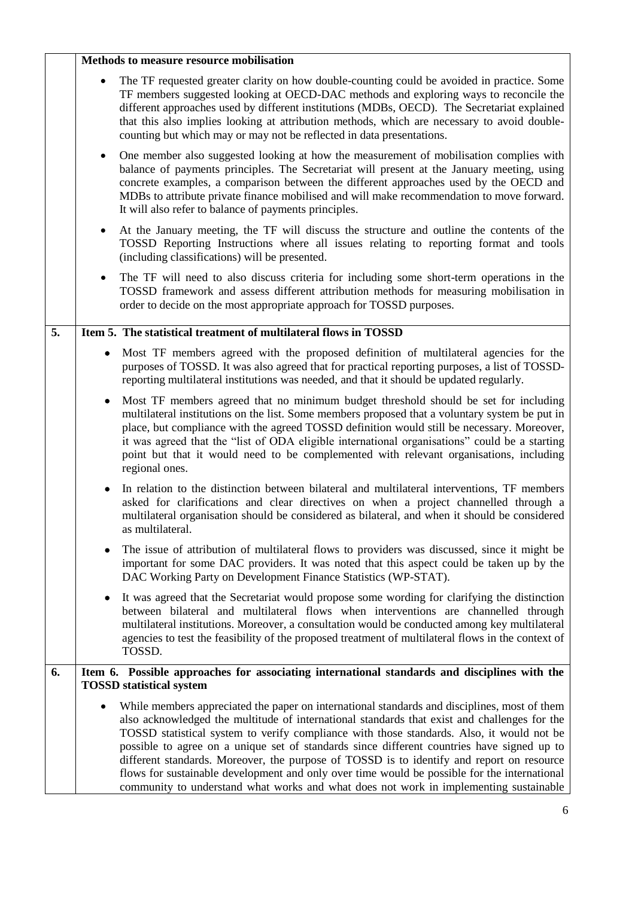| | |
|---|---|
| | **Methods to measure resource mobilisation**<br><br>• The TF requested greater clarity on how double-counting could be avoided in practice. Some TF members suggested looking at OECD-DAC methods and exploring ways to reconcile the different approaches used by different institutions (MDBs, OECD). The Secretariat explained that this also implies looking at attribution methods, which are necessary to avoid double-counting but which may or may not be reflected in data presentations.<br><br>• One member also suggested looking at how the measurement of mobilisation complies with balance of payments principles. The Secretariat will present at the January meeting, using concrete examples, a comparison between the different approaches used by the OECD and MDBs to attribute private finance mobilised and will make recommendation to move forward. It will also refer to balance of payments principles.<br><br>• At the January meeting, the TF will discuss the structure and outline the contents of the TOSSD Reporting Instructions where all issues relating to reporting format and tools (including classifications) will be presented.<br><br>• The TF will need to also discuss criteria for including some short-term operations in the TOSSD framework and assess different attribution methods for measuring mobilisation in order to decide on the most appropriate approach for TOSSD purposes. |
| **5.** | **Item 5. The statistical treatment of multilateral flows in TOSSD**<br><br>• Most TF members agreed with the proposed definition of multilateral agencies for the purposes of TOSSD. It was also agreed that for practical reporting purposes, a list of TOSSD-reporting multilateral institutions was needed, and that it should be updated regularly.<br><br>• Most TF members agreed that no minimum budget threshold should be set for including multilateral institutions on the list. Some members proposed that a voluntary system be put in place, but compliance with the agreed TOSSD definition would still be necessary. Moreover, it was agreed that the "list of ODA eligible international organisations" could be a starting point but that it would need to be complemented with relevant organisations, including regional ones.<br><br>• In relation to the distinction between bilateral and multilateral interventions, TF members asked for clarifications and clear directives on when a project channelled through a multilateral organisation should be considered as bilateral, and when it should be considered as multilateral.<br><br>• The issue of attribution of multilateral flows to providers was discussed, since it might be important for some DAC providers. It was noted that this aspect could be taken up by the DAC Working Party on Development Finance Statistics (WP-STAT).<br><br>• It was agreed that the Secretariat would propose some wording for clarifying the distinction between bilateral and multilateral flows when interventions are channelled through multilateral institutions. Moreover, a consultation would be conducted among key multilateral agencies to test the feasibility of the proposed treatment of multilateral flows in the context of TOSSD. |
| **6.** | **Item 6. Possible approaches for associating international standards and disciplines with the TOSSD statistical system**<br><br>• While members appreciated the paper on international standards and disciplines, most of them also acknowledged the multitude of international standards that exist and challenges for the TOSSD statistical system to verify compliance with those standards. Also, it would not be possible to agree on a unique set of standards since different countries have signed up to different standards. Moreover, the purpose of TOSSD is to identify and report on resource flows for sustainable development and only over time would be possible for the international community to understand what works and what does not work in implementing sustainable |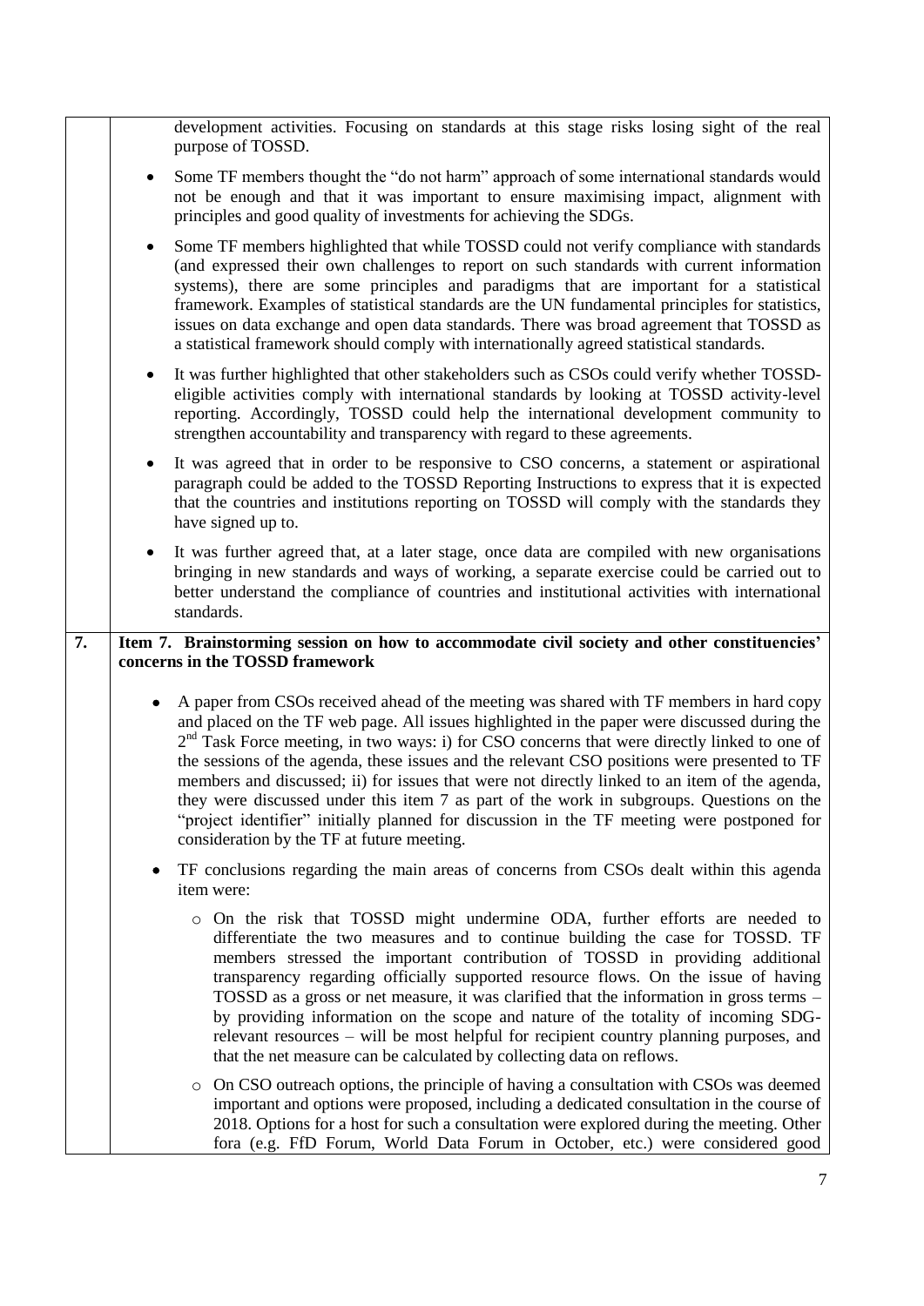development activities. Focusing on standards at this stage risks losing sight of the real purpose of TOSSD.

- Some TF members thought the "do not harm" approach of some international standards would not be enough and that it was important to ensure maximising impact, alignment with principles and good quality of investments for achieving the SDGs.
- Some TF members highlighted that while TOSSD could not verify compliance with standards (and expressed their own challenges to report on such standards with current information systems), there are some principles and paradigms that are important for a statistical framework. Examples of statistical standards are the UN fundamental principles for statistics, issues on data exchange and open data standards. There was broad agreement that TOSSD as a statistical framework should comply with internationally agreed statistical standards.
- It was further highlighted that other stakeholders such as CSOs could verify whether TOSSD-eligible activities comply with international standards by looking at TOSSD activity-level reporting. Accordingly, TOSSD could help the international development community to strengthen accountability and transparency with regard to these agreements.
- It was agreed that in order to be responsive to CSO concerns, a statement or aspirational paragraph could be added to the TOSSD Reporting Instructions to express that it is expected that the countries and institutions reporting on TOSSD will comply with the standards they have signed up to.
- It was further agreed that, at a later stage, once data are compiled with new organisations bringing in new standards and ways of working, a separate exercise could be carried out to better understand the compliance of countries and institutional activities with international standards.

**7. Item 7. Brainstorming session on how to accommodate civil society and other constituencies' concerns in the TOSSD framework**

- A paper from CSOs received ahead of the meeting was shared with TF members in hard copy and placed on the TF web page. All issues highlighted in the paper were discussed during the 2nd Task Force meeting, in two ways: i) for CSO concerns that were directly linked to one of the sessions of the agenda, these issues and the relevant CSO positions were presented to TF members and discussed; ii) for issues that were not directly linked to an item of the agenda, they were discussed under this item 7 as part of the work in subgroups. Questions on the "project identifier" initially planned for discussion in the TF meeting were postponed for consideration by the TF at future meeting.
- TF conclusions regarding the main areas of concerns from CSOs dealt within this agenda item were:
  - On the risk that TOSSD might undermine ODA, further efforts are needed to differentiate the two measures and to continue building the case for TOSSD. TF members stressed the important contribution of TOSSD in providing additional transparency regarding officially supported resource flows. On the issue of having TOSSD as a gross or net measure, it was clarified that the information in gross terms – by providing information on the scope and nature of the totality of incoming SDG-relevant resources – will be most helpful for recipient country planning purposes, and that the net measure can be calculated by collecting data on reflows.
  - On CSO outreach options, the principle of having a consultation with CSOs was deemed important and options were proposed, including a dedicated consultation in the course of 2018. Options for a host for such a consultation were explored during the meeting. Other fora (e.g. FfD Forum, World Data Forum in October, etc.) were considered good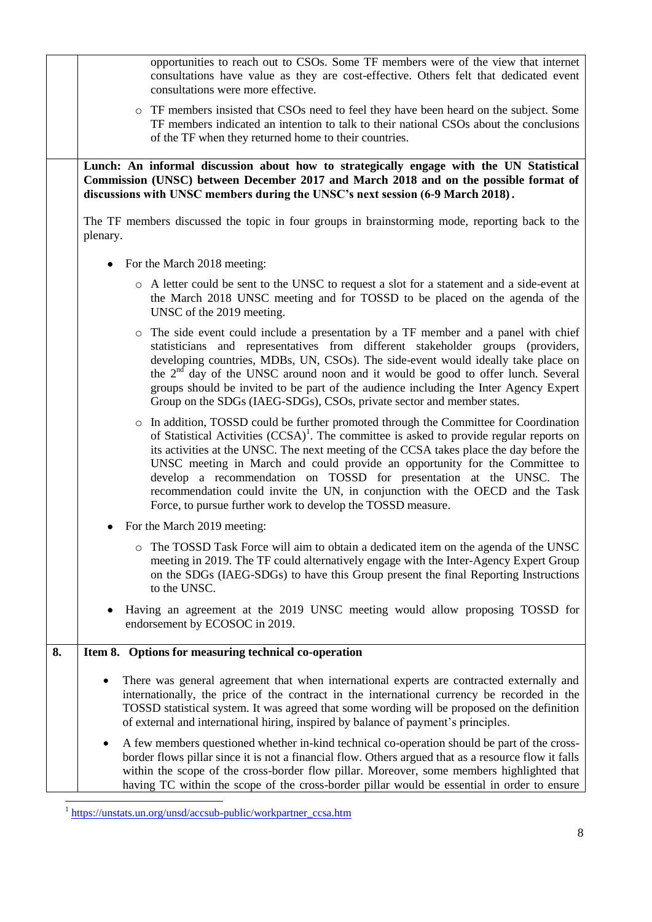opportunities to reach out to CSOs. Some TF members were of the view that internet consultations have value as they are cost-effective. Others felt that dedicated event consultations were more effective.

  - TF members insisted that CSOs need to feel they have been heard on the subject. Some TF members indicated an intention to talk to their national CSOs about the conclusions of the TF when they returned home to their countries.

**Lunch: An informal discussion about how to strategically engage with the UN Statistical Commission (UNSC) between December 2017 and March 2018 and on the possible format of discussions with UNSC members during the UNSC's next session (6-9 March 2018).**

The TF members discussed the topic in four groups in brainstorming mode, reporting back to the plenary.

- For the March 2018 meeting:
  - A letter could be sent to the UNSC to request a slot for a statement and a side-event at the March 2018 UNSC meeting and for TOSSD to be placed on the agenda of the UNSC of the 2019 meeting.
  - The side event could include a presentation by a TF member and a panel with chief statisticians and representatives from different stakeholder groups (providers, developing countries, MDBs, UN, CSOs). The side-event would ideally take place on the 2nd day of the UNSC around noon and it would be good to offer lunch. Several groups should be invited to be part of the audience including the Inter Agency Expert Group on the SDGs (IAEG-SDGs), CSOs, private sector and member states.
  - In addition, TOSSD could be further promoted through the Committee for Coordination of Statistical Activities (CCSA)[1]. The committee is asked to provide regular reports on its activities at the UNSC. The next meeting of the CCSA takes place the day before the UNSC meeting in March and could provide an opportunity for the Committee to develop a recommendation on TOSSD for presentation at the UNSC. The recommendation could invite the UN, in conjunction with the OECD and the Task Force, to pursue further work to develop the TOSSD measure.
- For the March 2019 meeting:
  - The TOSSD Task Force will aim to obtain a dedicated item on the agenda of the UNSC meeting in 2019. The TF could alternatively engage with the Inter-Agency Expert Group on the SDGs (IAEG-SDGs) to have this Group present the final Reporting Instructions to the UNSC.
- Having an agreement at the 2019 UNSC meeting would allow proposing TOSSD for endorsement by ECOSOC in 2019.

**8.** **Item 8. Options for measuring technical co-operation**

- There was general agreement that when international experts are contracted externally and internationally, the price of the contract in the international currency be recorded in the TOSSD statistical system. It was agreed that some wording will be proposed on the definition of external and international hiring, inspired by balance of payment's principles.
- A few members questioned whether in-kind technical co-operation should be part of the cross-border flows pillar since it is not a financial flow. Others argued that as a resource flow it falls within the scope of the cross-border flow pillar. Moreover, some members highlighted that having TC within the scope of the cross-border pillar would be essential in order to ensure

[1] https://unstats.un.org/unsd/accsub-public/workpartner_ccsa.htm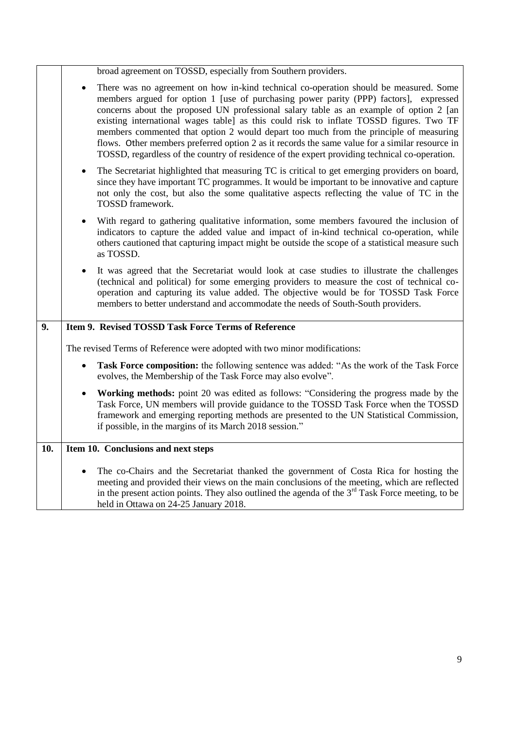| | |
|---|---|
| | broad agreement on TOSSD, especially from Southern providers.<br><br>• There was no agreement on how in-kind technical co-operation should be measured. Some members argued for option 1 [use of purchasing power parity (PPP) factors], expressed concerns about the proposed UN professional salary table as an example of option 2 [an existing international wages table] as this could risk to inflate TOSSD figures. Two TF members commented that option 2 would depart too much from the principle of measuring flows. Other members preferred option 2 as it records the same value for a similar resource in TOSSD, regardless of the country of residence of the expert providing technical co-operation.<br><br>• The Secretariat highlighted that measuring TC is critical to get emerging providers on board, since they have important TC programmes. It would be important to be innovative and capture not only the cost, but also the some qualitative aspects reflecting the value of TC in the TOSSD framework.<br><br>• With regard to gathering qualitative information, some members favoured the inclusion of indicators to capture the added value and impact of in-kind technical co-operation, while others cautioned that capturing impact might be outside the scope of a statistical measure such as TOSSD.<br><br>• It was agreed that the Secretariat would look at case studies to illustrate the challenges (technical and political) for some emerging providers to measure the cost of technical co-operation and capturing its value added. The objective would be for TOSSD Task Force members to better understand and accommodate the needs of South-South providers. |
| **9.** | **Item 9. Revised TOSSD Task Force Terms of Reference**<br><br>The revised Terms of Reference were adopted with two minor modifications:<br><br>• **Task Force composition:** the following sentence was added: "As the work of the Task Force evolves, the Membership of the Task Force may also evolve".<br><br>• **Working methods:** point 20 was edited as follows: "Considering the progress made by the Task Force, UN members will provide guidance to the TOSSD Task Force when the TOSSD framework and emerging reporting methods are presented to the UN Statistical Commission, if possible, in the margins of its March 2018 session." |
| **10.** | **Item 10. Conclusions and next steps**<br><br>• The co-Chairs and the Secretariat thanked the government of Costa Rica for hosting the meeting and provided their views on the main conclusions of the meeting, which are reflected in the present action points. They also outlined the agenda of the 3rd Task Force meeting, to be held in Ottawa on 24-25 January 2018. |